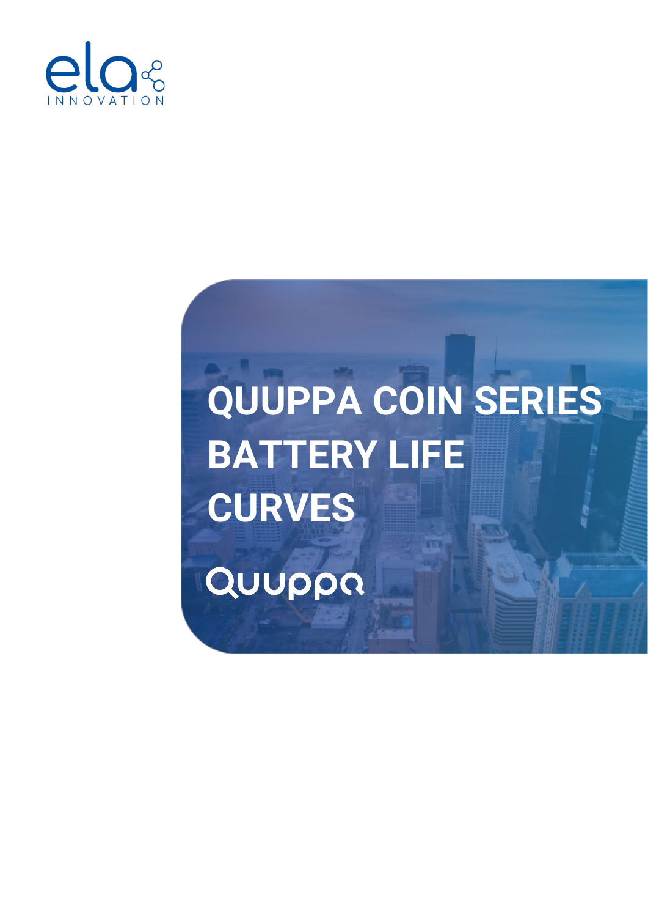ela INNOVATION

# QUUPPA COIN SERIES BATTERY LIFE CURVES

Quuppa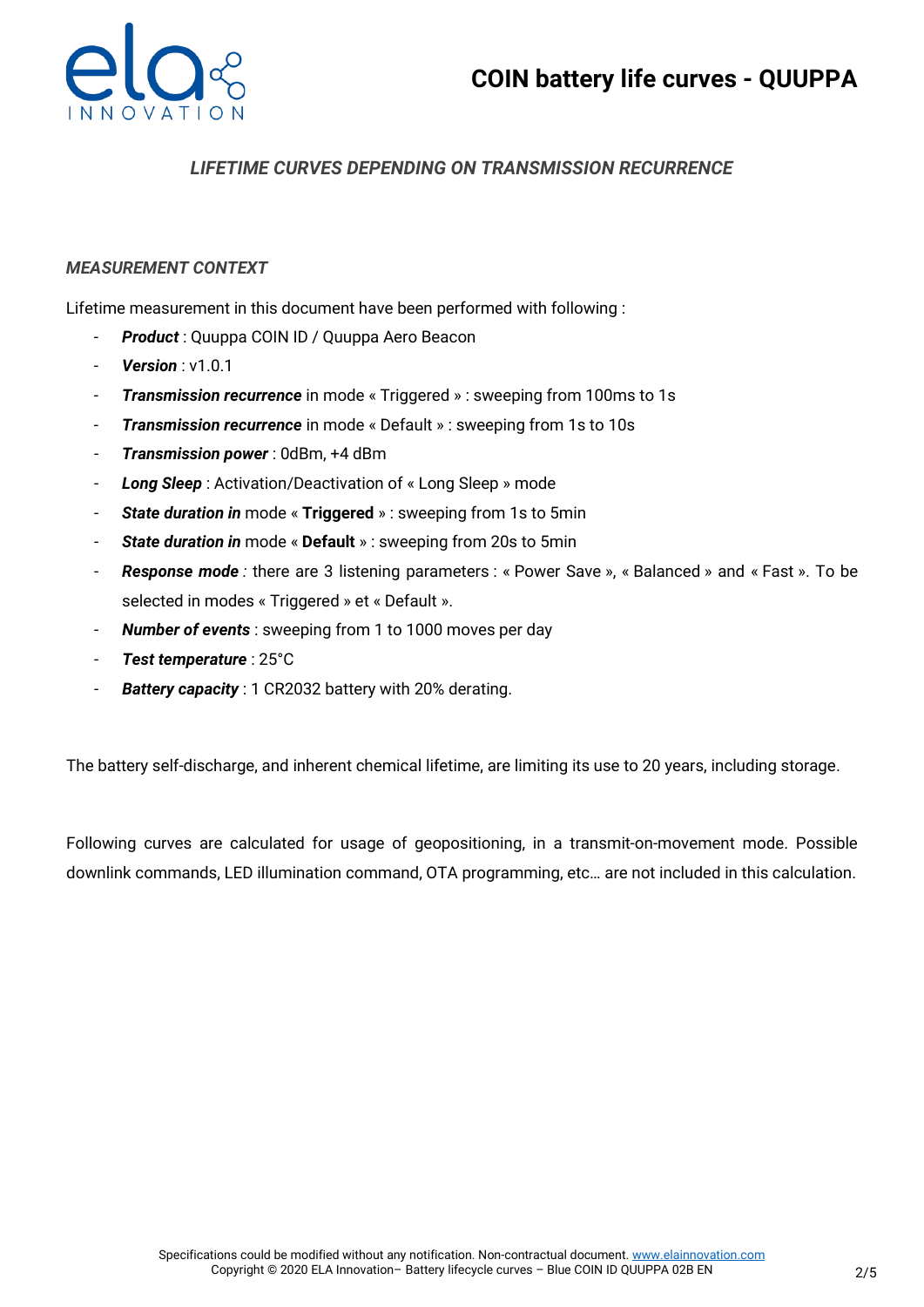# COIN battery life curves - QUUPPA

## *LIFETIME CURVES DEPENDING ON TRANSMISSION RECURRENCE*

### *MEASUREMENT CONTEXT*

Lifetime measurement in this document have been performed with following :

- ***Product*** : Quuppa COIN ID / Quuppa Aero Beacon
- ***Version*** : v1.0.1
- ***Transmission recurrence*** in mode « Triggered » : sweeping from 100ms to 1s
- ***Transmission recurrence*** in mode « Default » : sweeping from 1s to 10s
- ***Transmission power*** : 0dBm, +4 dBm
- ***Long Sleep*** : Activation/Deactivation of « Long Sleep » mode
- ***State duration in*** mode « **Triggered** » : sweeping from 1s to 5min
- ***State duration in*** mode « **Default** » : sweeping from 20s to 5min
- ***Response mode*** *:* there are 3 listening parameters : « Power Save », « Balanced » and « Fast ». To be selected in modes « Triggered » et « Default ».
- ***Number of events*** : sweeping from 1 to 1000 moves per day
- ***Test temperature*** : 25°C
- ***Battery capacity*** : 1 CR2032 battery with 20% derating.

The battery self-discharge, and inherent chemical lifetime, are limiting its use to 20 years, including storage.

Following curves are calculated for usage of geopositioning, in a transmit-on-movement mode. Possible downlink commands, LED illumination command, OTA programming, etc… are not included in this calculation.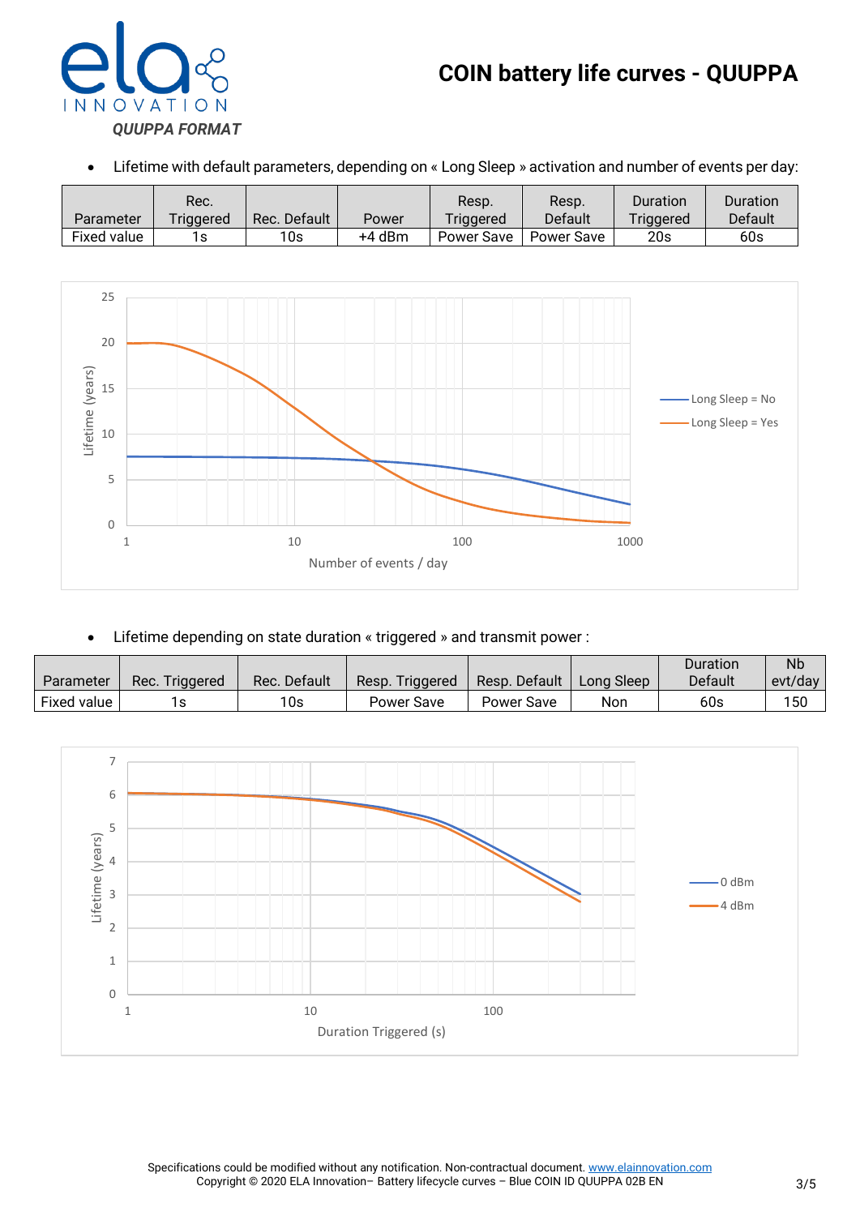# COIN battery life curves - QUUPPA

*QUUPPA FORMAT*

- Lifetime with default parameters, depending on « Long Sleep » activation and number of events per day:

| Parameter | Rec. Triggered | Rec. Default | Power | Resp. Triggered | Resp. Default | Duration Triggered | Duration Default |
|---|---|---|---|---|---|---|---|
| Fixed value | 1s | 10s | +4 dBm | Power Save | Power Save | 20s | 60s |

- Lifetime depending on state duration « triggered » and transmit power :

| Parameter | Rec. Triggered | Rec. Default | Resp. Triggered | Resp. Default | Long Sleep | Duration Default | Nb evt/day |
|---|---|---|---|---|---|---|---|
| Fixed value | 1s | 10s | Power Save | Power Save | Non | 60s | 150 |

Specifications could be modified without any notification. Non-contractual document. www.elainnovation.com
Copyright © 2020 ELA Innovation– Battery lifecycle curves – Blue COIN ID QUUPPA 02B EN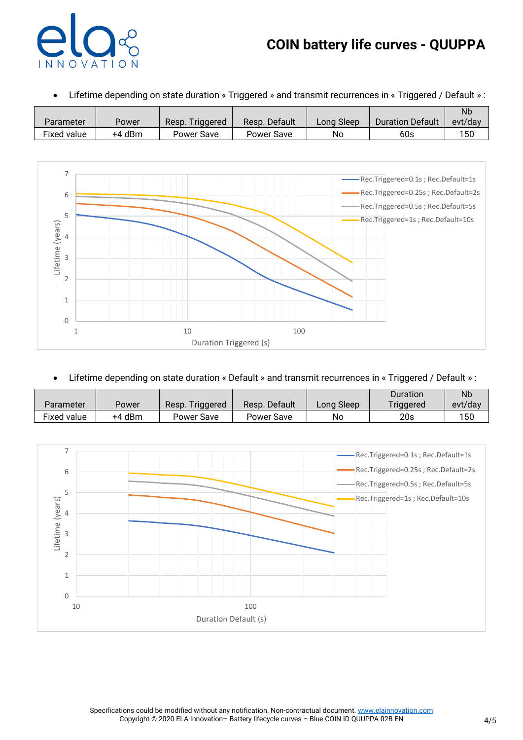# COIN battery life curves - QUUPPA

- Lifetime depending on state duration « Triggered » and transmit recurrences in « Triggered / Default » :

| Parameter | Power | Resp. Triggered | Resp. Default | Long Sleep | Duration Default | Nb evt/day |
|---|---|---|---|---|---|---|
| Fixed value | +4 dBm | Power Save | Power Save | No | 60s | 150 |

Lifetime (years)

Duration Triggered (s)

Rec.Triggered=0.1s ; Rec.Default=1s
Rec.Triggered=0.25s ; Rec.Default=2s
Rec.Triggered=0.5s ; Rec.Default=5s
Rec.Triggered=1s ; Rec.Default=10s

- Lifetime depending on state duration « Default » and transmit recurrences in « Triggered / Default » :

| Parameter | Power | Resp. Triggered | Resp. Default | Long Sleep | Duration Triggered | Nb evt/day |
|---|---|---|---|---|---|---|
| Fixed value | +4 dBm | Power Save | Power Save | No | 20s | 150 |

Lifetime (years)

Duration Default (s)

Rec.Triggered=0.1s ; Rec.Default=1s
Rec.Triggered=0.25s ; Rec.Default=2s
Rec.Triggered=0.5s ; Rec.Default=5s
Rec.Triggered=1s ; Rec.Default=10s

Specifications could be modified without any notification. Non-contractual document. www.elainnovation.com
Copyright © 2020 ELA Innovation– Battery lifecycle curves – Blue COIN ID QUUPPA 02B EN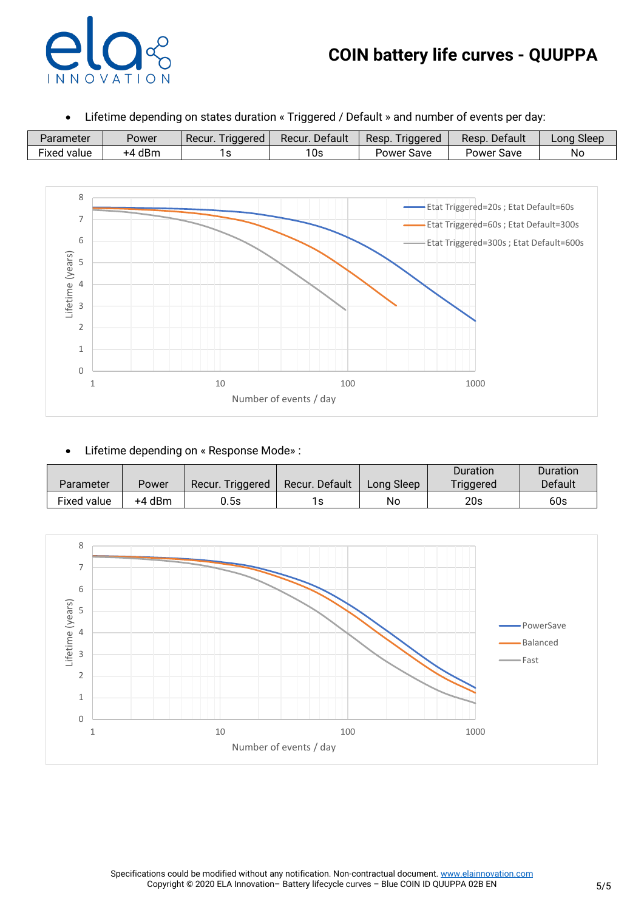# COIN battery life curves - QUUPPA

- Lifetime depending on states duration « Triggered / Default » and number of events per day:

| Parameter | Power | Recur. Triggered | Recur. Default | Resp. Triggered | Resp. Default | Long Sleep |
|---|---|---|---|---|---|---|
| Fixed value | +4 dBm | 1s | 10s | Power Save | Power Save | No |

Lifetime (years)
8
7
6
5
4
3
2
1
0
1
10
100
1000
Number of events / day
Etat Triggered=20s ; Etat Default=60s
Etat Triggered=60s ; Etat Default=300s
Etat Triggered=300s ; Etat Default=600s

- Lifetime depending on « Response Mode» :

| Parameter | Power | Recur. Triggered | Recur. Default | Long Sleep | Duration Triggered | Duration Default |
|---|---|---|---|---|---|---|
| Fixed value | +4 dBm | 0.5s | 1s | No | 20s | 60s |

Lifetime (years)
8
7
6
5
4
3
2
1
0
1
10
100
1000
Number of events / day
PowerSave
Balanced
Fast

Specifications could be modified without any notification. Non-contractual document. www.elainnovation.com
Copyright © 2020 ELA Innovation– Battery lifecycle curves – Blue COIN ID QUUPPA 02B EN